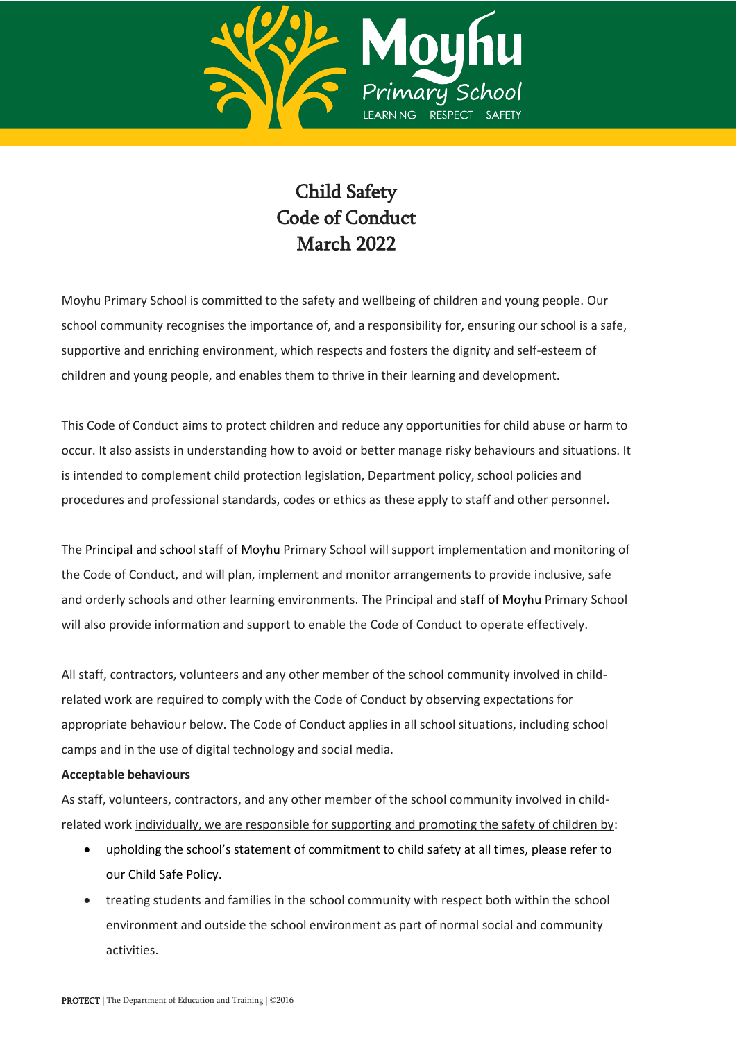# Child Safety Code of Conduct March 2022

Moyhu Primary School is committed to the safety and wellbeing of children and young people. Our school community recognises the importance of, and a responsibility for, ensuring our school is a safe, supportive and enriching environment, which respects and fosters the dignity and self-esteem of children and young people, and enables them to thrive in their learning and development.

This Code of Conduct aims to protect children and reduce any opportunities for child abuse or harm to occur. It also assists in understanding how to avoid or better manage risky behaviours and situations. It is intended to complement child protection legislation, Department policy, school policies and procedures and professional standards, codes or ethics as these apply to staff and other personnel.

The Principal and school staff of Moyhu Primary School will support implementation and monitoring of the Code of Conduct, and will plan, implement and monitor arrangements to provide inclusive, safe and orderly schools and other learning environments. The Principal and staff of Moyhu Primary School will also provide information and support to enable the Code of Conduct to operate effectively.

All staff, contractors, volunteers and any other member of the school community involved in child-related work are required to comply with the Code of Conduct by observing expectations for appropriate behaviour below. The Code of Conduct applies in all school situations, including school camps and in the use of digital technology and social media.

**Acceptable behaviours**

As staff, volunteers, contractors, and any other member of the school community involved in child-related work individually, we are responsible for supporting and promoting the safety of children by:

- upholding the school's statement of commitment to child safety at all times, please refer to our Child Safe Policy.
- treating students and families in the school community with respect both within the school environment and outside the school environment as part of normal social and community activities.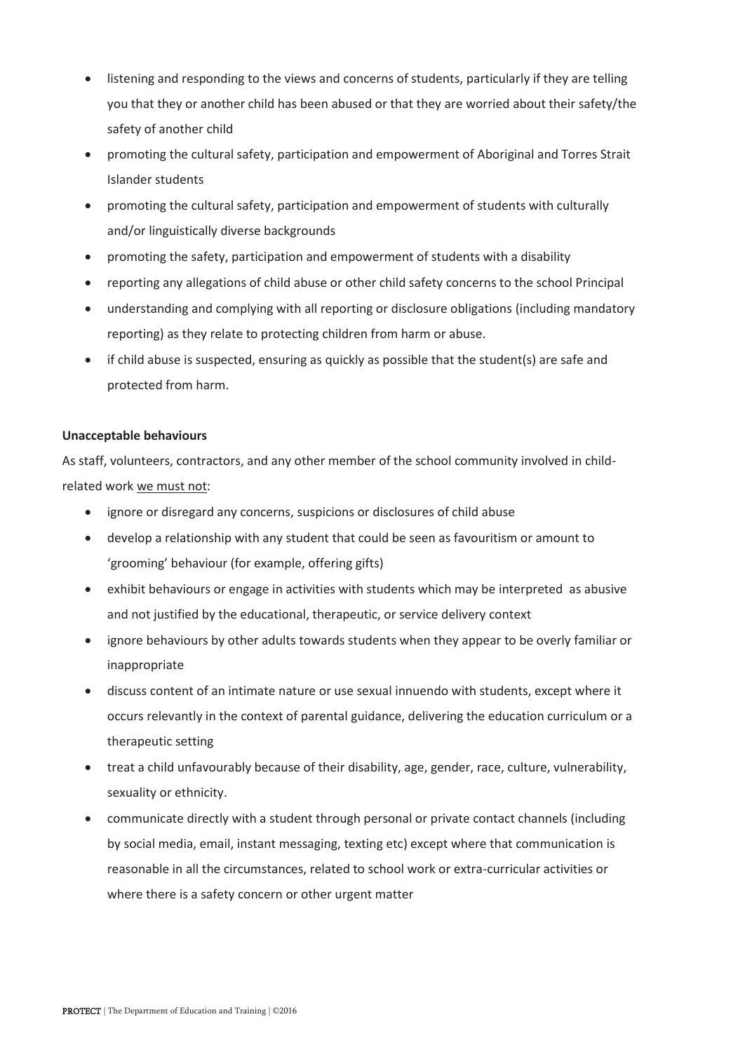- listening and responding to the views and concerns of students, particularly if they are telling you that they or another child has been abused or that they are worried about their safety/the safety of another child
- promoting the cultural safety, participation and empowerment of Aboriginal and Torres Strait Islander students
- promoting the cultural safety, participation and empowerment of students with culturally and/or linguistically diverse backgrounds
- promoting the safety, participation and empowerment of students with a disability
- reporting any allegations of child abuse or other child safety concerns to the school Principal
- understanding and complying with all reporting or disclosure obligations (including mandatory reporting) as they relate to protecting children from harm or abuse.
- if child abuse is suspected, ensuring as quickly as possible that the student(s) are safe and protected from harm.

**Unacceptable behaviours**

As staff, volunteers, contractors, and any other member of the school community involved in child-related work <u>we must not</u>:

- ignore or disregard any concerns, suspicions or disclosures of child abuse
- develop a relationship with any student that could be seen as favouritism or amount to 'grooming' behaviour (for example, offering gifts)
- exhibit behaviours or engage in activities with students which may be interpreted as abusive and not justified by the educational, therapeutic, or service delivery context
- ignore behaviours by other adults towards students when they appear to be overly familiar or inappropriate
- discuss content of an intimate nature or use sexual innuendo with students, except where it occurs relevantly in the context of parental guidance, delivering the education curriculum or a therapeutic setting
- treat a child unfavourably because of their disability, age, gender, race, culture, vulnerability, sexuality or ethnicity.
- communicate directly with a student through personal or private contact channels (including by social media, email, instant messaging, texting etc) except where that communication is reasonable in all the circumstances, related to school work or extra-curricular activities or where there is a safety concern or other urgent matter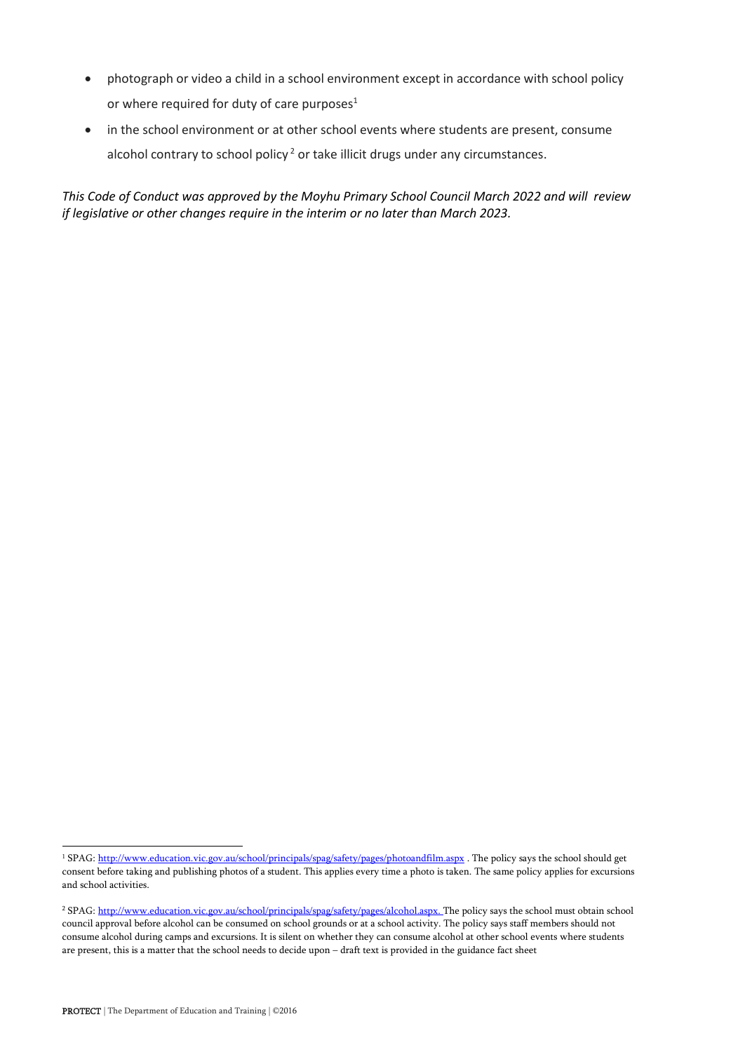- photograph or video a child in a school environment except in accordance with school policy or where required for duty of care purposes[1]
- in the school environment or at other school events where students are present, consume alcohol contrary to school policy[2] or take illicit drugs under any circumstances.

*This Code of Conduct was approved by the Moyhu Primary School Council March 2022 and will review if legislative or other changes require in the interim or no later than March 2023.*

---

[1] SPAG: http://www.education.vic.gov.au/school/principals/spag/safety/pages/photoandfilm.aspx . The policy says the school should get consent before taking and publishing photos of a student. This applies every time a photo is taken. The same policy applies for excursions and school activities.

[2] SPAG: http://www.education.vic.gov.au/school/principals/spag/safety/pages/alcohol.aspx. The policy says the school must obtain school council approval before alcohol can be consumed on school grounds or at a school activity. The policy says staff members should not consume alcohol during camps and excursions. It is silent on whether they can consume alcohol at other school events where students are present, this is a matter that the school needs to decide upon – draft text is provided in the guidance fact sheet